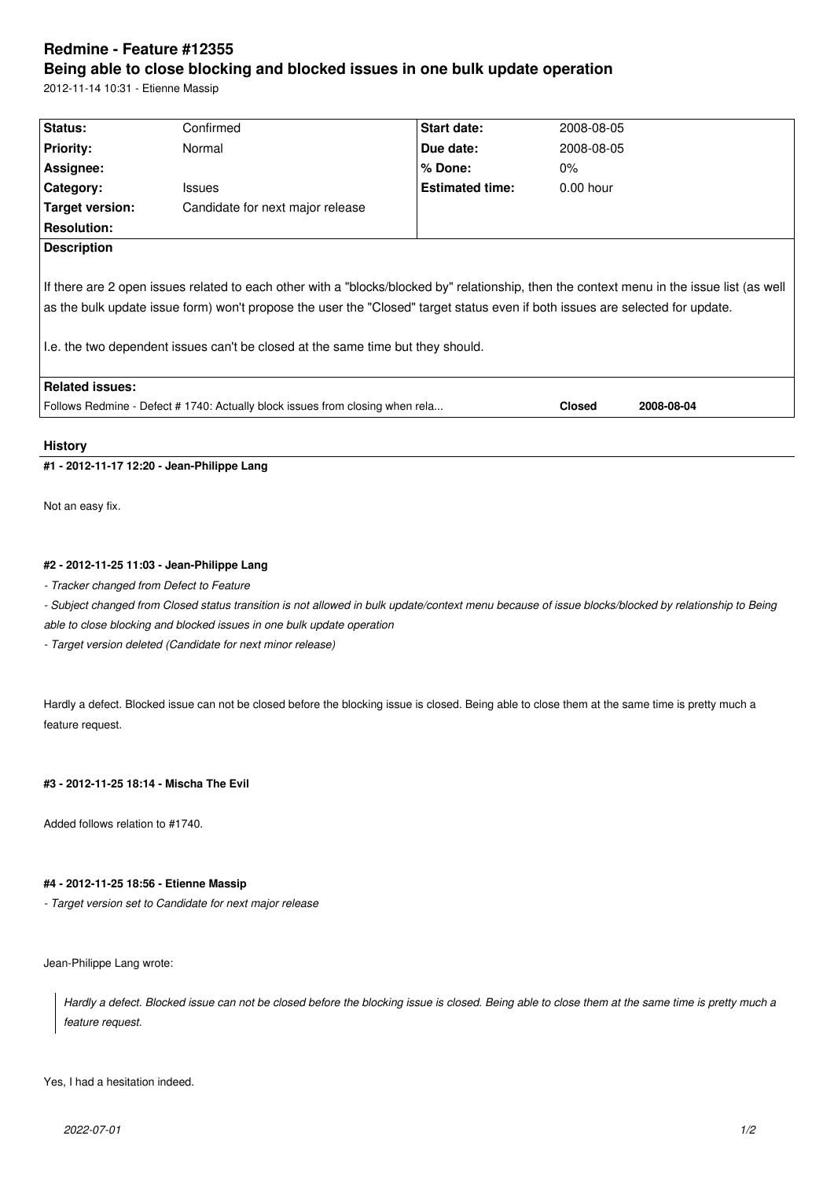# Redmine - Feature #12355

## Being able to close blocking and blocked issues in one bulk update operation

2012-11-14 10:31 - Etienne Massip

| Status: | Confirmed | Start date: | 2008-08-05 |
|---|---|---|---|
| Priority: | Normal | Due date: | 2008-08-05 |
| Assignee: | | % Done: | 0% |
| Category: | Issues | Estimated time: | 0.00 hour |
| Target version: | Candidate for next major release | | |
| Resolution: | | | |

**Description**

If there are 2 open issues related to each other with a "blocks/blocked by" relationship, then the context menu in the issue list (as well as the bulk update issue form) won't propose the user the "Closed" target status even if both issues are selected for update.

I.e. the two dependent issues can't be closed at the same time but they should.

**Related issues:**

| | | |
|---|---|---|
| Follows Redmine - Defect # 1740: Actually block issues from closing when rela... | **Closed** | **2008-08-04** |

### History

#### #1 - 2012-11-17 12:20 - Jean-Philippe Lang

Not an easy fix.

#### #2 - 2012-11-25 11:03 - Jean-Philippe Lang

*- Tracker changed from Defect to Feature*

*- Subject changed from Closed status transition is not allowed in bulk update/context menu because of issue blocks/blocked by relationship to Being able to close blocking and blocked issues in one bulk update operation*

*- Target version deleted (Candidate for next minor release)*

Hardly a defect. Blocked issue can not be closed before the blocking issue is closed. Being able to close them at the same time is pretty much a feature request.

#### #3 - 2012-11-25 18:14 - Mischa The Evil

Added follows relation to #1740.

#### #4 - 2012-11-25 18:56 - Etienne Massip

*- Target version set to Candidate for next major release*

Jean-Philippe Lang wrote:

> *Hardly a defect. Blocked issue can not be closed before the blocking issue is closed. Being able to close them at the same time is pretty much a feature request.*

Yes, I had a hesitation indeed.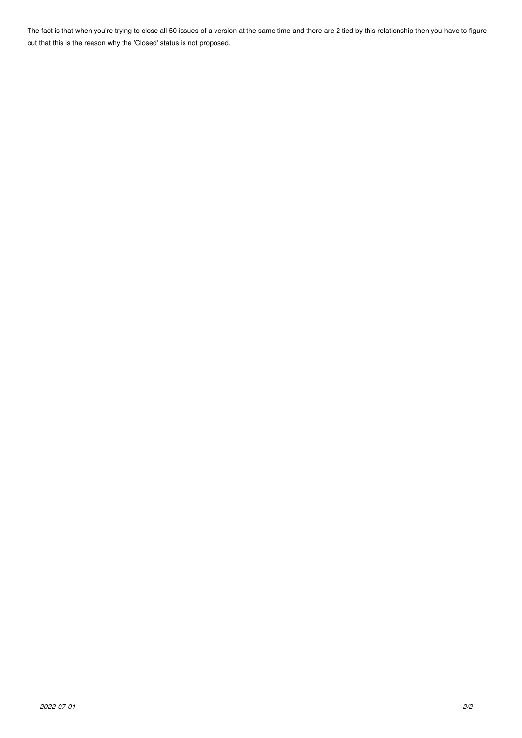The fact is that when you're trying to close all 50 issues of a version at the same time and there are 2 tied by this relationship then you have to figure out that this is the reason why the 'Closed' status is not proposed.